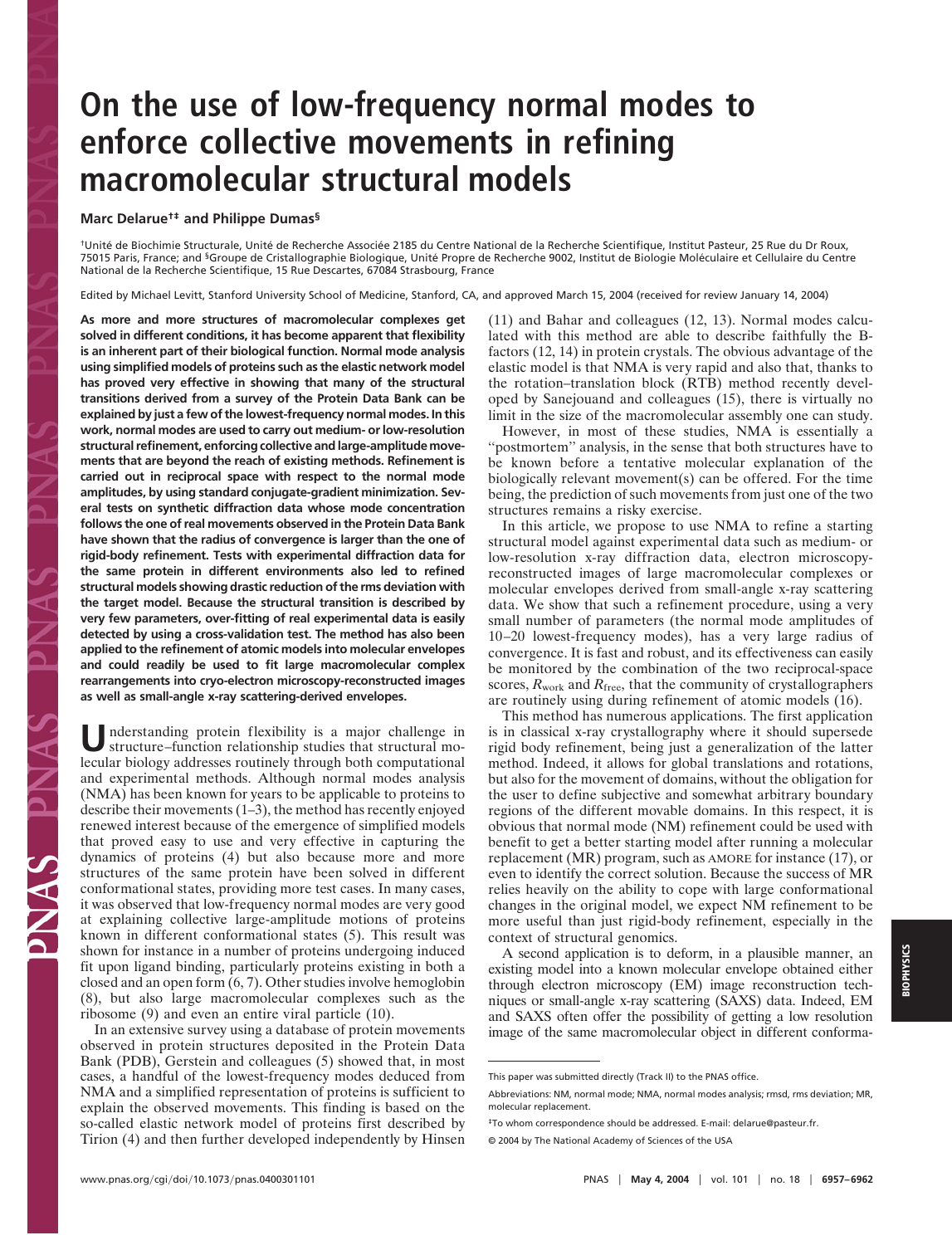# On the use of low-frequency normal modes to enforce collective movements in refining macromolecular structural models

**Marc Delarue[†‡] and Philippe Dumas[§]**

[†]Unité de Biochimie Structurale, Unité de Recherche Associée 2185 du Centre National de la Recherche Scientifique, Institut Pasteur, 25 Rue du Dr Roux, 75015 Paris, France; and [§]Groupe de Cristallographie Biologique, Unité Propre de Recherche 9002, Institut de Biologie Moléculaire et Cellulaire du Centre National de la Recherche Scientifique, 15 Rue Descartes, 67084 Strasbourg, France

Edited by Michael Levitt, Stanford University School of Medicine, Stanford, CA, and approved March 15, 2004 (received for review January 14, 2004)

**As more and more structures of macromolecular complexes get solved in different conditions, it has become apparent that flexibility is an inherent part of their biological function. Normal mode analysis using simplified models of proteins such as the elastic network model has proved very effective in showing that many of the structural transitions derived from a survey of the Protein Data Bank can be explained by just a few of the lowest-frequency normal modes. In this work, normal modes are used to carry out medium- or low-resolution structural refinement, enforcing collective and large-amplitude movements that are beyond the reach of existing methods. Refinement is carried out in reciprocal space with respect to the normal mode amplitudes, by using standard conjugate-gradient minimization. Several tests on synthetic diffraction data whose mode concentration follows the one of real movements observed in the Protein Data Bank have shown that the radius of convergence is larger than the one of rigid-body refinement. Tests with experimental diffraction data for the same protein in different environments also led to refined structural models showing drastic reduction of the rms deviation with the target model. Because the structural transition is described by very few parameters, over-fitting of real experimental data is easily detected by using a cross-validation test. The method has also been applied to the refinement of atomic models into molecular envelopes and could readily be used to fit large macromolecular complex rearrangements into cryo-electron microscopy-reconstructed images as well as small-angle x-ray scattering-derived envelopes.**

Understanding protein flexibility is a major challenge in structure–function relationship studies that structural molecular biology addresses routinely through both computational and experimental methods. Although normal modes analysis (NMA) has been known for years to be applicable to proteins to describe their movements (1–3), the method has recently enjoyed renewed interest because of the emergence of simplified models that proved easy to use and very effective in capturing the dynamics of proteins (4) but also because more and more structures of the same protein have been solved in different conformational states, providing more test cases. In many cases, it was observed that low-frequency normal modes are very good at explaining collective large-amplitude motions of proteins known in different conformational states (5). This result was shown for instance in a number of proteins undergoing induced fit upon ligand binding, particularly proteins existing in both a closed and an open form (6, 7). Other studies involve hemoglobin (8), but also large macromolecular complexes such as the ribosome (9) and even an entire viral particle (10).

In an extensive survey using a database of protein movements observed in protein structures deposited in the Protein Data Bank (PDB), Gerstein and colleagues (5) showed that, in most cases, a handful of the lowest-frequency modes deduced from NMA and a simplified representation of proteins is sufficient to explain the observed movements. This finding is based on the so-called elastic network model of proteins first described by Tirion (4) and then further developed independently by Hinsen (11) and Bahar and colleagues (12, 13). Normal modes calculated with this method are able to describe faithfully the B-factors (12, 14) in protein crystals. The obvious advantage of the elastic model is that NMA is very rapid and also that, thanks to the rotation–translation block (RTB) method recently developed by Sanejouand and colleagues (15), there is virtually no limit in the size of the macromolecular assembly one can study.

However, in most of these studies, NMA is essentially a "postmortem" analysis, in the sense that both structures have to be known before a tentative molecular explanation of the biologically relevant movement(s) can be offered. For the time being, the prediction of such movements from just one of the two structures remains a risky exercise.

In this article, we propose to use NMA to refine a starting structural model against experimental data such as medium- or low-resolution x-ray diffraction data, electron microscopy-reconstructed images of large macromolecular complexes or molecular envelopes derived from small-angle x-ray scattering data. We show that such a refinement procedure, using a very small number of parameters (the normal mode amplitudes of 10–20 lowest-frequency modes), has a very large radius of convergence. It is fast and robust, and its effectiveness can easily be monitored by the combination of the two reciprocal-space scores, $R_{\text{work}}$ and $R_{\text{free}}$, that the community of crystallographers are routinely using during refinement of atomic models (16).

This method has numerous applications. The first application is in classical x-ray crystallography where it should supersede rigid body refinement, being just a generalization of the latter method. Indeed, it allows for global translations and rotations, but also for the movement of domains, without the obligation for the user to define subjective and somewhat arbitrary boundary regions of the different movable domains. In this respect, it is obvious that normal mode (NM) refinement could be used with benefit to get a better starting model after running a molecular replacement (MR) program, such as AMORE for instance (17), or even to identify the correct solution. Because the success of MR relies heavily on the ability to cope with large conformational changes in the original model, we expect NM refinement to be more useful than just rigid-body refinement, especially in the context of structural genomics.

A second application is to deform, in a plausible manner, an existing model into a known molecular envelope obtained either through electron microscopy (EM) image reconstruction techniques or small-angle x-ray scattering (SAXS) data. Indeed, EM and SAXS often offer the possibility of getting a low resolution image of the same macromolecular object in different conforma-

This paper was submitted directly (Track II) to the PNAS office.

Abbreviations: NM, normal mode; NMA, normal modes analysis; rmsd, rms deviation; MR, molecular replacement.

[‡]To whom correspondence should be addressed. E-mail: delarue@pasteur.fr.

© 2004 by The National Academy of Sciences of the USA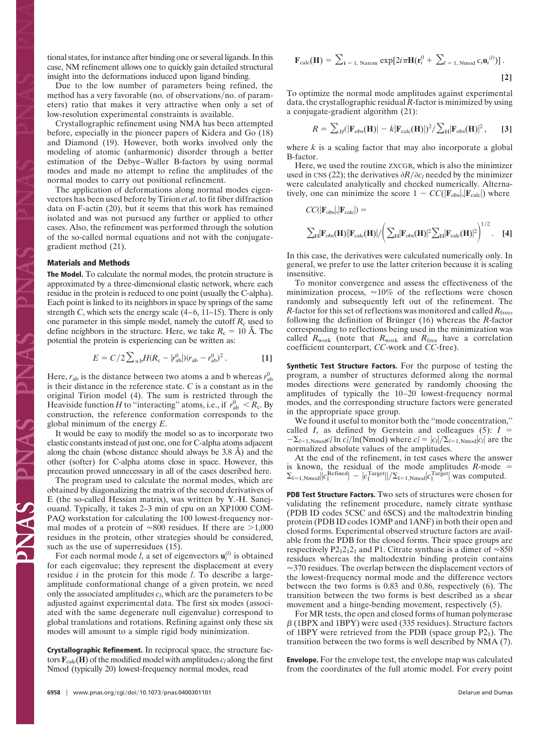tional states, for instance after binding one or several ligands. In this case, NM refinement allows one to quickly gain detailed structural insight into the deformations induced upon ligand binding.

Due to the low number of parameters being refined, the method has a very favorable (no. of observations/no. of parameters) ratio that makes it very attractive when only a set of low-resolution experimental constraints is available.

Crystallographic refinement using NMA has been attempted before, especially in the pioneer papers of Kidera and Go (18) and Diamond (19). However, both works involved only the modeling of atomic (anharmonic) disorder through a better estimation of the Debye–Waller B-factors by using normal modes and made no attempt to refine the amplitudes of the normal modes to carry out positional refinement.

The application of deformations along normal modes eigenvectors has been used before by Tirion *et al*. to fit fiber diffraction data on F-actin (20), but it seems that this work has remained isolated and was not pursued any further or applied to other cases. Also, the refinement was performed through the solution of the so-called normal equations and not with the conjugate-gradient method (21).

## Materials and Methods

**The Model.** To calculate the normal modes, the protein structure is approximated by a three-dimensional elastic network, where each residue in the protein is reduced to one point (usually the C-alpha). Each point is linked to its neighbors in space by springs of the same strength $C$, which sets the energy scale (4–6, 11–15). There is only one parameter in this simple model, namely the cutoff $R_c$ used to define neighbors in the structure. Here, we take $R_c = 10$ Å. The potential the protein is experiencing can be written as:

$$E = C/2\sum_{a,b} H(R_c - |r^0_{ab}|)(r_{ab} - r^0_{ab})^2 . \quad [1]$$

Here, $r_{ab}$ is the distance between two atoms a and b whereas $r^0_{ab}$ is their distance in the reference state. $C$ is a constant as in the original Tirion model (4). The sum is restricted through the Heaviside function $H$ to "interacting" atoms, i.e., if $r^0_{ab} < R_c$. By construction, the reference conformation corresponds to the global minimum of the energy $E$.

It would be easy to modify the model so as to incorporate two elastic constants instead of just one, one for C-alpha atoms adjacent along the chain (whose distance should always be 3.8 Å) and the other (softer) for C-alpha atoms close in space. However, this precaution proved unnecessary in all of the cases described here.

The program used to calculate the normal modes, which are obtained by diagonalizing the matrix of the second derivatives of E (the so-called Hessian matrix), was written by Y.-H. Sanejouand. Typically, it takes 2–3 min of cpu on an XP1000 COMPAQ workstation for calculating the 100 lowest-frequency normal modes of a protein of ≈800 residues. If there are >1,000 residues in the protein, other strategies should be considered, such as the use of superresidues (15).

For each normal mode $l$, a set of eigenvectors $\mathbf{u}^{(l)}_i$ is obtained for each eigenvalue; they represent the displacement at every residue $i$ in the protein for this mode $l$. To describe a large-amplitude conformational change of a given protein, we need only the associated amplitudes $c_l$, which are the parameters to be adjusted against experimental data. The first six modes (associated with the same degenerate null eigenvalue) correspond to global translations and rotations. Refining against only these six modes will amount to a simple rigid body minimization.

**Crystallographic Refinement.** In reciprocal space, the structure factors $\mathbf{F}_{calc}(\mathbf{H})$ of the modified model with amplitudes $c_l$ along the first Nmod (typically 20) lowest-frequency normal modes, read

$$\mathbf{F}_{calc}(\mathbf{H}) = \sum_{i=1,\,Natom} \exp[2i\pi\mathbf{H}(\mathbf{r}^0_i + \sum_{l=1,\,Nmod} c_l\mathbf{u}^{(l)}_i)] . \quad [2]$$

To optimize the normal mode amplitudes against experimental data, the crystallographic residual $R$-factor is minimized by using a conjugate-gradient algorithm (21):

$$R = \sum_H(|\mathbf{F}_{obs}(\mathbf{H})| - k|\mathbf{F}_{calc}(\mathbf{H})|)^2 / \sum_H|\mathbf{F}_{obs}(\mathbf{H})|^2 , \quad [3]$$

where $k$ is a scaling factor that may also incorporate a global B-factor.

Here, we used the routine ZXCGR, which is also the minimizer used in CNS (22); the derivatives $\partial R/\partial c_l$ needed by the minimizer were calculated analytically and checked numerically. Alternatively, one can minimize the score $1 - CC(|\mathbf{F}_{obs}|,|\mathbf{F}_{calc}|)$ where

$$CC(|\mathbf{F}_{obs}|,|\mathbf{F}_{calc}|) = \sum_H|\mathbf{F}_{obs}(\mathbf{H})||\mathbf{F}_{calc}(\mathbf{H})| \Big/ \left(\sum_H|\mathbf{F}_{obs}(\mathbf{H})|^2\sum_H|\mathbf{F}_{calc}(\mathbf{H})|^2\right)^{1/2} . \quad [4]$$

In this case, the derivatives were calculated numerically only. In general, we prefer to use the latter criterion because it is scaling insensitive.

To monitor convergence and assess the effectiveness of the minimization process, ≈10% of the reflections were chosen randomly and subsequently left out of the refinement. The $R$-factor for this set of reflections was monitored and called $R_{free}$, following the definition of Brünger (16) whereas the $R$-factor corresponding to reflections being used in the minimization was called $R_{work}$ (note that $R_{work}$ and $R_{free}$ have a correlation coefficient counterpart, $CC$-work and $CC$-free).

**Synthetic Test Structure Factors.** For the purpose of testing the program, a number of structures deformed along the normal modes directions were generated by randomly choosing the amplitudes of typically the 10–20 lowest-frequency normal modes, and the corresponding structure factors were generated in the appropriate space group.

We found it useful to monitor both the "mode concentration," called $I$, as defined by Gerstein and colleagues (5): $I = -\sum_{l=1,Nmod} c'_l \ln c'_l / \ln(\text{Nmod})$ where $c'_l = |c_l|/\sum_{l=1,Nmod}|c_l|$ are the normalized absolute values of the amplitudes.

At the end of the refinement, in test cases where the answer is known, the residual of the mode amplitudes $R$-mode $= \sum_{l=1,Nmod}||c^{Refined}_l| - |c^{Target}_l||/\sum_{l=1,Nmod}|c^{Target}_l|$ was computed.

**PDB Test Structure Factors.** Two sets of structures were chosen for validating the refinement procedure, namely citrate synthase (PDB ID codes 5CSC and 6SCS) and the maltodextrin binding protein (PDB ID codes 1OMP and 1ANF) in both their open and closed forms. Experimental observed structure factors are available from the PDB for the closed forms. Their space groups are respectively $P2_12_12_1$ and P1. Citrate synthase is a dimer of ≈850 residues whereas the maltodextrin binding protein contains ≈370 residues. The overlap between the displacement vectors of the lowest-frequency normal mode and the difference vectors between the two forms is 0.83 and 0.86, respectively (6). The transition between the two forms is best described as a shear movement and a hinge-bending movement, respectively (5).

For MR tests, the open and closed forms of human polymerase β (1BPX and 1BPY) were used (335 residues). Structure factors of 1BPY were retrieved from the PDB (space group $P2_1$). The transition between the two forms is well described by NMA (7).

**Envelope.** For the envelope test, the envelope map was calculated from the coordinates of the full atomic model. For every point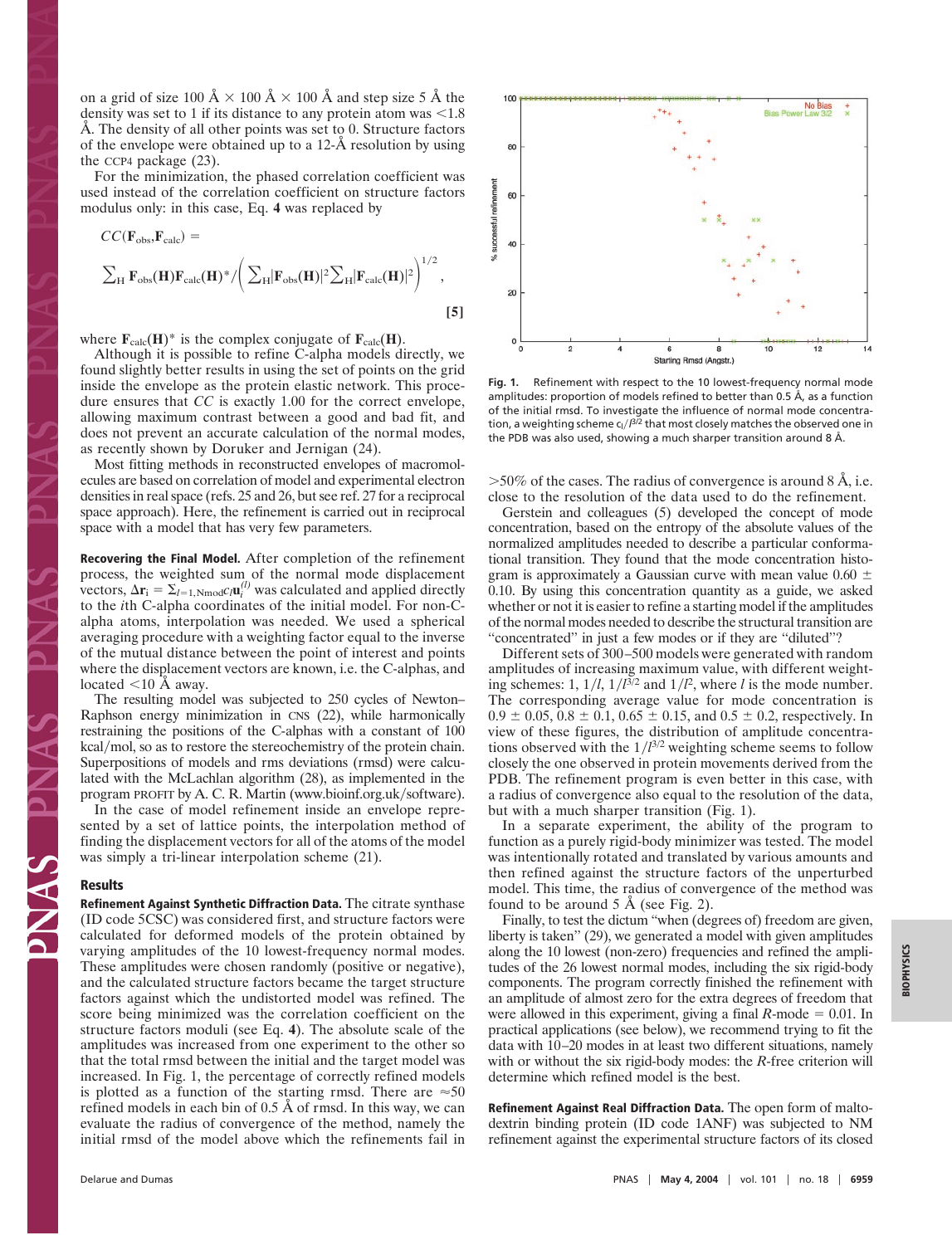on a grid of size 100 Å × 100 Å × 100 Å and step size 5 Å the density was set to 1 if its distance to any protein atom was <1.8 Å. The density of all other points was set to 0. Structure factors of the envelope were obtained up to a 12-Å resolution by using the CCP4 package (23).

For the minimization, the phased correlation coefficient was used instead of the correlation coefficient on structure factors modulus only: in this case, Eq. **4** was replaced by

$$CC(\mathbf{F}_{\mathrm{obs}},\mathbf{F}_{\mathrm{calc}}) = \sum_{\mathrm{H}} \mathbf{F}_{\mathrm{obs}}(\mathbf{H})\mathbf{F}_{\mathrm{calc}}(\mathbf{H})^{*} \Big/ \left( \sum_{\mathrm{H}} |\mathbf{F}_{\mathrm{obs}}(\mathbf{H})|^{2} \sum_{\mathrm{H}} |\mathbf{F}_{\mathrm{calc}}(\mathbf{H})|^{2} \right)^{1/2}, \quad [5]$$

where $\mathbf{F}_{\mathrm{calc}}(\mathbf{H})^{*}$ is the complex conjugate of $\mathbf{F}_{\mathrm{calc}}(\mathbf{H})$.

Although it is possible to refine C-alpha models directly, we found slightly better results in using the set of points on the grid inside the envelope as the protein elastic network. This procedure ensures that $CC$ is exactly 1.00 for the correct envelope, allowing maximum contrast between a good and bad fit, and does not prevent an accurate calculation of the normal modes, as recently shown by Doruker and Jernigan (24).

Most fitting methods in reconstructed envelopes of macromolecules are based on correlation of model and experimental electron densities in real space (refs. 25 and 26, but see ref. 27 for a reciprocal space approach). Here, the refinement is carried out in reciprocal space with a model that has very few parameters.

**Recovering the Final Model.** After completion of the refinement process, the weighted sum of the normal mode displacement vectors, $\Delta \mathbf{r}_i = \Sigma_{l=1,\mathrm{Nmod}} c_l \mathbf{u}_i^{(l)}$ was calculated and applied directly to the $i$th C-alpha coordinates of the initial model. For non-C-alpha atoms, interpolation was needed. We used a spherical averaging procedure with a weighting factor equal to the inverse of the mutual distance between the point of interest and points where the displacement vectors are known, i.e. the C-alphas, and located <10 Å away.

The resulting model was subjected to 250 cycles of Newton–Raphson energy minimization in CNS (22), while harmonically restraining the positions of the C-alphas with a constant of 100 kcal/mol, so as to restore the stereochemistry of the protein chain. Superpositions of models and rms deviations (rmsd) were calculated with the McLachlan algorithm (28), as implemented in the program PROFIT by A. C. R. Martin (www.bioinf.org.uk/software).

In the case of model refinement inside an envelope represented by a set of lattice points, the interpolation method of finding the displacement vectors for all of the atoms of the model was simply a tri-linear interpolation scheme (21).

## Results

**Refinement Against Synthetic Diffraction Data.** The citrate synthase (ID code 5CSC) was considered first, and structure factors were calculated for deformed models of the protein obtained by varying amplitudes of the 10 lowest-frequency normal modes. These amplitudes were chosen randomly (positive or negative), and the calculated structure factors became the target structure factors against which the undistorted model was refined. The score being minimized was the correlation coefficient on the structure factors moduli (see Eq. **4**). The absolute scale of the amplitudes was increased from one experiment to the other so that the total rmsd between the initial and the target model was increased. In Fig. 1, the percentage of correctly refined models is plotted as a function of the starting rmsd. There are ≈50 refined models in each bin of 0.5 Å of rmsd. In this way, we can evaluate the radius of convergence of the method, namely the initial rmsd of the model above which the refinements fail in >50% of the cases. The radius of convergence is around 8 Å, i.e. close to the resolution of the data used to do the refinement.

Fig. 1. Refinement with respect to the 10 lowest-frequency normal mode amplitudes: proportion of models refined to better than 0.5 Å, as a function of the initial rmsd. To investigate the influence of normal mode concentration, a weighting scheme $c_l/l^{3/2}$ that most closely matches the observed one in the PDB was also used, showing a much sharper transition around 8 Å.

Gerstein and colleagues (5) developed the concept of mode concentration, based on the entropy of the absolute values of the normalized amplitudes needed to describe a particular conformational transition. They found that the mode concentration histogram is approximately a Gaussian curve with mean value 0.60 ± 0.10. By using this concentration quantity as a guide, we asked whether or not it is easier to refine a starting model if the amplitudes of the normal modes needed to describe the structural transition are "concentrated" in just a few modes or if they are "diluted"?

Different sets of 300–500 models were generated with random amplitudes of increasing maximum value, with different weighting schemes: 1, $1/l$, $1/l^{3/2}$ and $1/l^{2}$, where $l$ is the mode number. The corresponding average value for mode concentration is 0.9 ± 0.05, 0.8 ± 0.1, 0.65 ± 0.15, and 0.5 ± 0.2, respectively. In view of these figures, the distribution of amplitude concentrations observed with the $1/l^{3/2}$ weighting scheme seems to follow closely the one observed in protein movements derived from the PDB. The refinement program is even better in this case, with a radius of convergence also equal to the resolution of the data, but with a much sharper transition (Fig. 1).

In a separate experiment, the ability of the program to function as a purely rigid-body minimizer was tested. The model was intentionally rotated and translated by various amounts and then refined against the structure factors of the unperturbed model. This time, the radius of convergence of the method was found to be around 5 Å (see Fig. 2).

Finally, to test the dictum "when (degrees of) freedom are given, liberty is taken" (29), we generated a model with given amplitudes along the 10 lowest (non-zero) frequencies and refined the amplitudes of the 26 lowest normal modes, including the six rigid-body components. The program correctly finished the refinement with an amplitude of almost zero for the extra degrees of freedom that were allowed in this experiment, giving a final $R$-mode = 0.01. In practical applications (see below), we recommend trying to fit the data with 10–20 modes in at least two different situations, namely with or without the six rigid-body modes: the $R$-free criterion will determine which refined model is the best.

**Refinement Against Real Diffraction Data.** The open form of maltodextrin binding protein (ID code 1ANF) was subjected to NM refinement against the experimental structure factors of its closed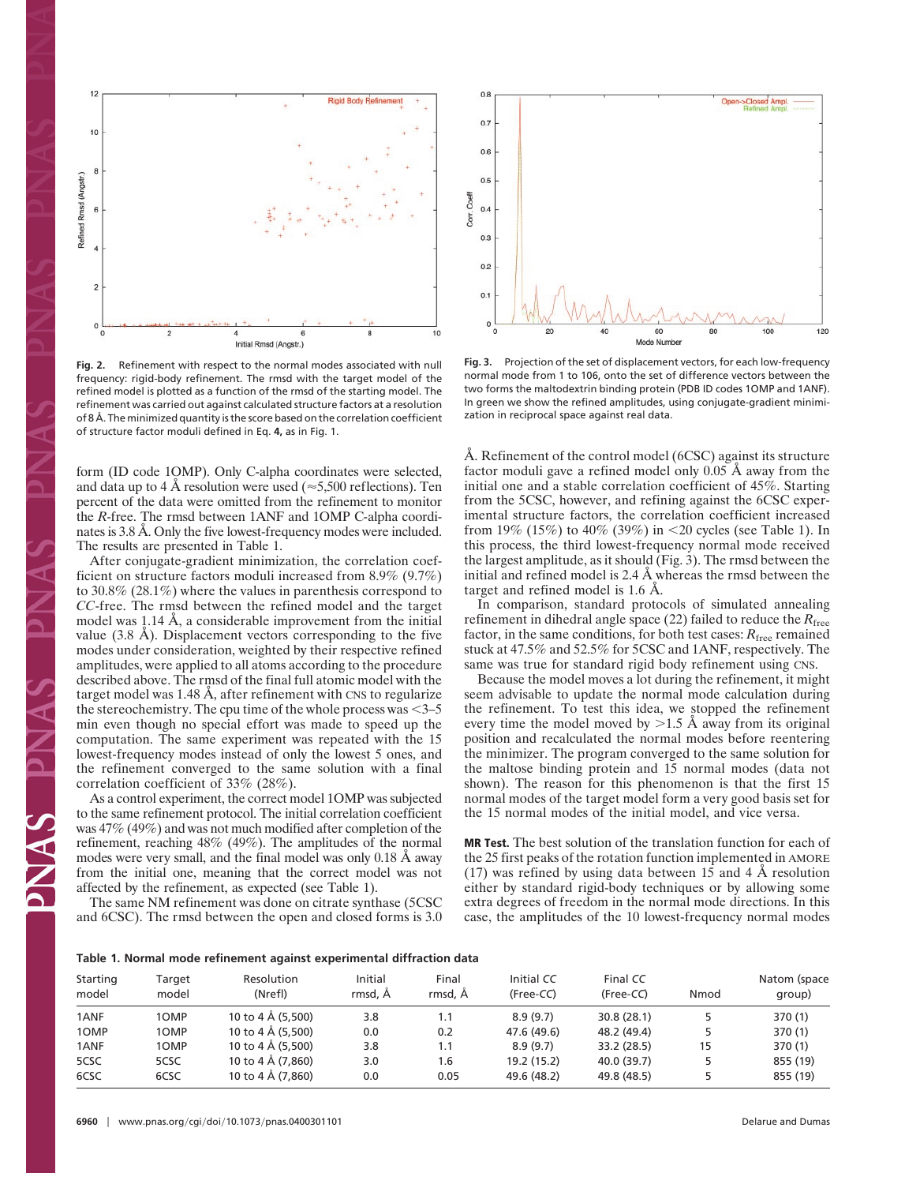**Fig. 2.** Refinement with respect to the normal modes associated with null frequency: rigid-body refinement. The rmsd with the target model of the refined model is plotted as a function of the rmsd of the starting model. The refinement was carried out against calculated structure factors at a resolution of 8 Å. The minimized quantity is the score based on the correlation coefficient of structure factor moduli defined in Eq. **4,** as in Fig. 1.

**Fig. 3.** Projection of the set of displacement vectors, for each low-frequency normal mode from 1 to 106, onto the set of difference vectors between the two forms the maltodextrin binding protein (PDB ID codes 1OMP and 1ANF). In green we show the refined amplitudes, using conjugate-gradient minimization in reciprocal space against real data.

form (ID code 1OMP). Only C-alpha coordinates were selected, and data up to 4 Å resolution were used (≈5,500 reflections). Ten percent of the data were omitted from the refinement to monitor the *R*-free. The rmsd between 1ANF and 1OMP C-alpha coordinates is 3.8 Å. Only the five lowest-frequency modes were included. The results are presented in Table 1.

After conjugate-gradient minimization, the correlation coefficient on structure factors moduli increased from 8.9% (9.7%) to 30.8% (28.1%) where the values in parenthesis correspond to *CC*-free. The rmsd between the refined model and the target model was 1.14 Å, a considerable improvement from the initial value (3.8 Å). Displacement vectors corresponding to the five modes under consideration, weighted by their respective refined amplitudes, were applied to all atoms according to the procedure described above. The rmsd of the final full atomic model with the target model was 1.48 Å, after refinement with CNS to regularize the stereochemistry. The cpu time of the whole process was <3–5 min even though no special effort was made to speed up the computation. The same experiment was repeated with the 15 lowest-frequency modes instead of only the lowest 5 ones, and the refinement converged to the same solution with a final correlation coefficient of 33% (28%).

As a control experiment, the correct model 1OMP was subjected to the same refinement protocol. The initial correlation coefficient was 47% (49%) and was not much modified after completion of the refinement, reaching 48% (49%). The amplitudes of the normal modes were very small, and the final model was only 0.18 Å away from the initial one, meaning that the correct model was not affected by the refinement, as expected (see Table 1).

The same NM refinement was done on citrate synthase (5CSC and 6CSC). The rmsd between the open and closed forms is 3.0 Å. Refinement of the control model (6CSC) against its structure factor moduli gave a refined model only 0.05 Å away from the initial one and a stable correlation coefficient of 45%. Starting from the 5CSC, however, and refining against the 6CSC experimental structure factors, the correlation coefficient increased from 19% (15%) to 40% (39%) in <20 cycles (see Table 1). In this process, the third lowest-frequency normal mode received the largest amplitude, as it should (Fig. 3). The rmsd between the initial and refined model is 2.4 Å whereas the rmsd between the target and refined model is 1.6 Å.

In comparison, standard protocols of simulated annealing refinement in dihedral angle space (22) failed to reduce the $R_{\mathrm{free}}$ factor, in the same conditions, for both test cases: $R_{\mathrm{free}}$ remained stuck at 47.5% and 52.5% for 5CSC and 1ANF, respectively. The same was true for standard rigid body refinement using CNS.

Because the model moves a lot during the refinement, it might seem advisable to update the normal mode calculation during the refinement. To test this idea, we stopped the refinement every time the model moved by >1.5 Å away from its original position and recalculated the normal modes before reentering the minimizer. The program converged to the same solution for the maltose binding protein and 15 normal modes (data not shown). The reason for this phenomenon is that the first 15 normal modes of the target model form a very good basis set for the 15 normal modes of the initial model, and vice versa.

**MR Test.** The best solution of the translation function for each of the 25 first peaks of the rotation function implemented in AMORE (17) was refined by using data between 15 and 4 Å resolution either by standard rigid-body techniques or by allowing some extra degrees of freedom in the normal mode directions. In this case, the amplitudes of the 10 lowest-frequency normal modes

**Table 1. Normal mode refinement against experimental diffraction data**

| Starting model | Target model | Resolution (Nrefl) | Initial rmsd, Å | Final rmsd, Å | Initial *CC* (Free-*CC*) | Final *CC* (Free-*CC*) | Nmod | Natom (space group) |
|---|---|---|---|---|---|---|---|---|
| 1ANF | 1OMP | 10 to 4 Å (5,500) | 3.8 | 1.1 | 8.9 (9.7) | 30.8 (28.1) | 5 | 370 (1) |
| 1OMP | 1OMP | 10 to 4 Å (5,500) | 0.0 | 0.2 | 47.6 (49.6) | 48.2 (49.4) | 5 | 370 (1) |
| 1ANF | 1OMP | 10 to 4 Å (5,500) | 3.8 | 1.1 | 8.9 (9.7) | 33.2 (28.5) | 15 | 370 (1) |
| 5CSC | 5CSC | 10 to 4 Å (7,860) | 3.0 | 1.6 | 19.2 (15.2) | 40.0 (39.7) | 5 | 855 (19) |
| 6CSC | 6CSC | 10 to 4 Å (7,860) | 0.0 | 0.05 | 49.6 (48.2) | 49.8 (48.5) | 5 | 855 (19) |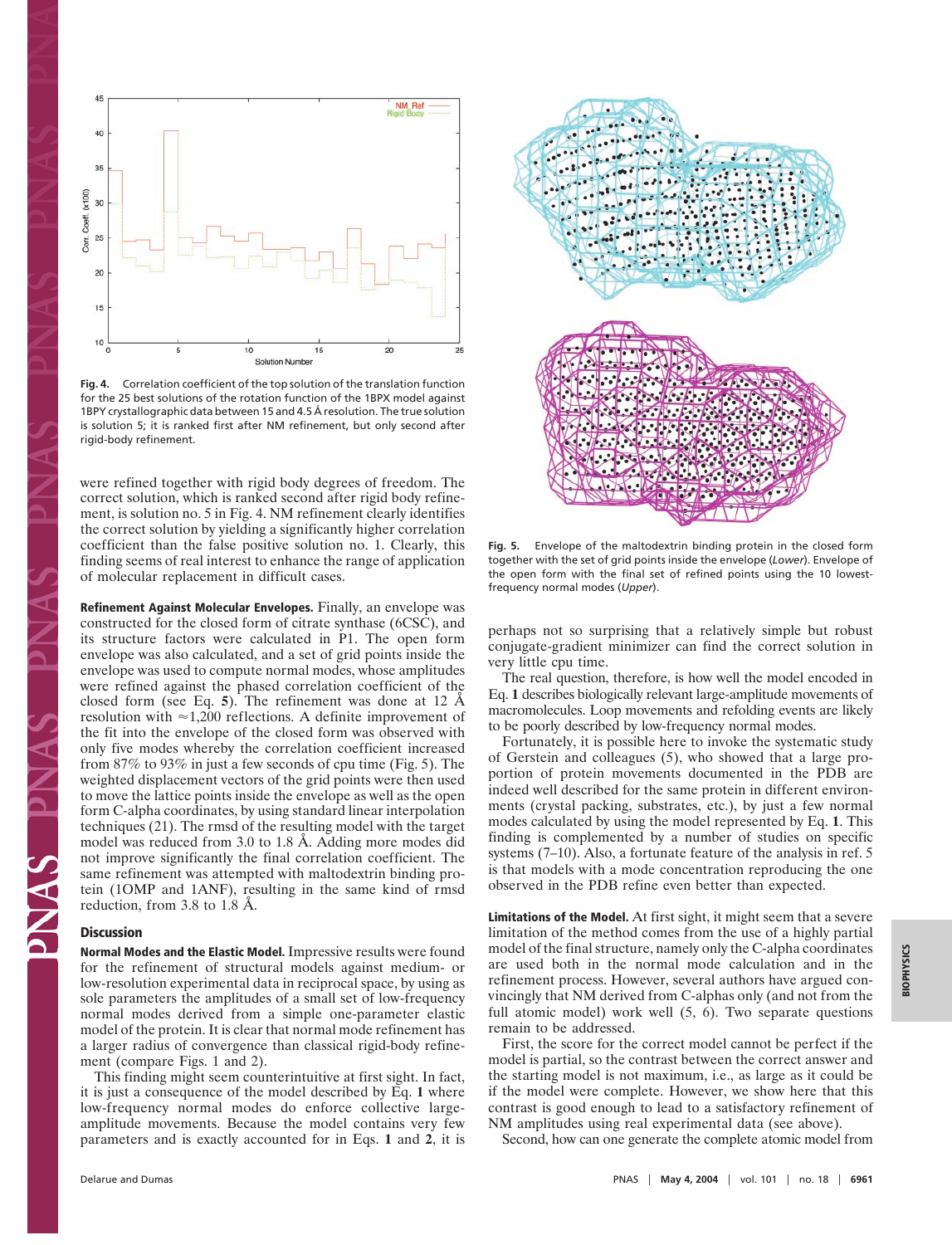Fig. 4. Correlation coefficient of the top solution of the translation function for the 25 best solutions of the rotation function of the 1BPX model against 1BPY crystallographic data between 15 and 4.5 Å resolution. The true solution is solution 5; it is ranked first after NM refinement, but only second after rigid-body refinement.

were refined together with rigid body degrees of freedom. The correct solution, which is ranked second after rigid body refinement, is solution no. 5 in Fig. 4. NM refinement clearly identifies the correct solution by yielding a significantly higher correlation coefficient than the false positive solution no. 1. Clearly, this finding seems of real interest to enhance the range of application of molecular replacement in difficult cases.

**Refinement Against Molecular Envelopes.** Finally, an envelope was constructed for the closed form of citrate synthase (6CSC), and its structure factors were calculated in P1. The open form envelope was also calculated, and a set of grid points inside the envelope was used to compute normal modes, whose amplitudes were refined against the phased correlation coefficient of the closed form (see Eq. **5**). The refinement was done at 12 Å resolution with ≈1,200 reflections. A definite improvement of the fit into the envelope of the closed form was observed with only five modes whereby the correlation coefficient increased from 87% to 93% in just a few seconds of cpu time (Fig. 5). The weighted displacement vectors of the grid points were then used to move the lattice points inside the envelope as well as the open form C-alpha coordinates, by using standard linear interpolation techniques (21). The rmsd of the resulting model with the target model was reduced from 3.0 to 1.8 Å. Adding more modes did not improve significantly the final correlation coefficient. The same refinement was attempted with maltodextrin binding protein (1OMP and 1ANF), resulting in the same kind of rmsd reduction, from 3.8 to 1.8 Å.

Fig. 5. Envelope of the maltodextrin binding protein in the closed form together with the set of grid points inside the envelope (*Lower*). Envelope of the open form with the final set of refined points using the 10 lowest-frequency normal modes (*Upper*).

## Discussion

**Normal Modes and the Elastic Model.** Impressive results were found for the refinement of structural models against medium- or low-resolution experimental data in reciprocal space, by using as sole parameters the amplitudes of a small set of low-frequency normal modes derived from a simple one-parameter elastic model of the protein. It is clear that normal mode refinement has a larger radius of convergence than classical rigid-body refinement (compare Figs. 1 and 2).

This finding might seem counterintuitive at first sight. In fact, it is just a consequence of the model described by Eq. **1** where low-frequency normal modes do enforce collective large-amplitude movements. Because the model contains very few parameters and is exactly accounted for in Eqs. **1** and **2**, it is perhaps not so surprising that a relatively simple but robust conjugate-gradient minimizer can find the correct solution in very little cpu time.

The real question, therefore, is how well the model encoded in Eq. **1** describes biologically relevant large-amplitude movements of macromolecules. Loop movements and refolding events are likely to be poorly described by low-frequency normal modes.

Fortunately, it is possible here to invoke the systematic study of Gerstein and colleagues (5), who showed that a large proportion of protein movements documented in the PDB are indeed well described for the same protein in different environments (crystal packing, substrates, etc.), by just a few normal modes calculated by using the model represented by Eq. **1**. This finding is complemented by a number of studies on specific systems (7–10). Also, a fortunate feature of the analysis in ref. 5 is that models with a mode concentration reproducing the one observed in the PDB refine even better than expected.

**Limitations of the Model.** At first sight, it might seem that a severe limitation of the method comes from the use of a highly partial model of the final structure, namely only the C-alpha coordinates are used both in the normal mode calculation and in the refinement process. However, several authors have argued convincingly that NM derived from C-alphas only (and not from the full atomic model) work well (5, 6). Two separate questions remain to be addressed.

First, the score for the correct model cannot be perfect if the model is partial, so the contrast between the correct answer and the starting model is not maximum, i.e., as large as it could be if the model were complete. However, we show here that this contrast is good enough to lead to a satisfactory refinement of NM amplitudes using real experimental data (see above).

Second, how can one generate the complete atomic model from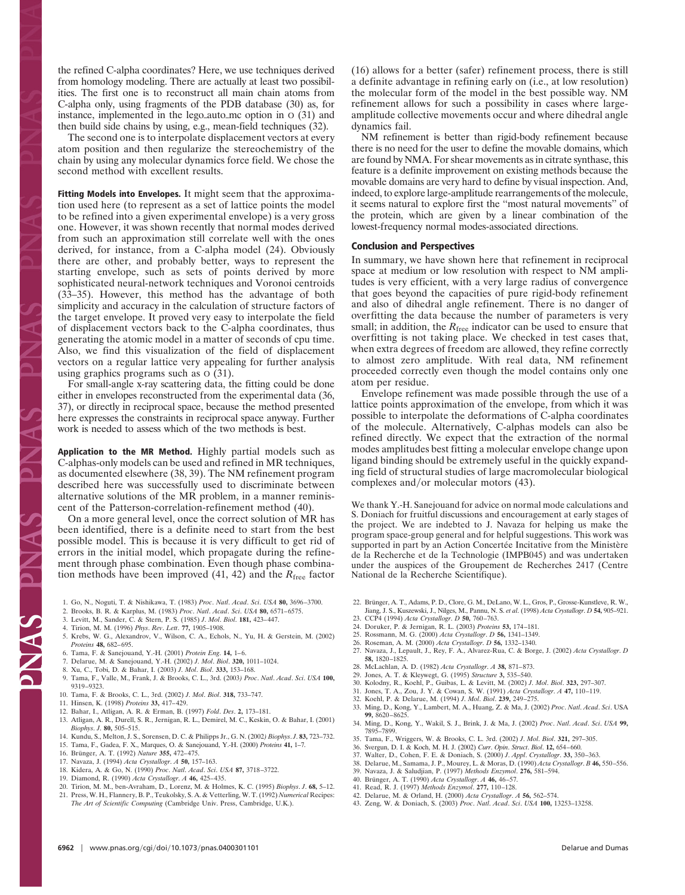the refined C-alpha coordinates? Here, we use techniques derived from homology modeling. There are actually at least two possibilities. The first one is to reconstruct all main chain atoms from C-alpha only, using fragments of the PDB database (30) as, for instance, implemented in the lego_auto_mc option in O (31) and then build side chains by using, e.g., mean-field techniques (32).

The second one is to interpolate displacement vectors at every atom position and then regularize the stereochemistry of the chain by using any molecular dynamics force field. We chose the second method with excellent results.

**Fitting Models into Envelopes.** It might seem that the approximation used here (to represent as a set of lattice points the model to be refined into a given experimental envelope) is a very gross one. However, it was shown recently that normal modes derived from such an approximation still correlate well with the ones derived, for instance, from a C-alpha model (24). Obviously there are other, and probably better, ways to represent the starting envelope, such as sets of points derived by more sophisticated neural-network techniques and Voronoi centroids (33–35). However, this method has the advantage of both simplicity and accuracy in the calculation of structure factors of the target envelope. It proved very easy to interpolate the field of displacement vectors back to the C-alpha coordinates, thus generating the atomic model in a matter of seconds of cpu time. Also, we find this visualization of the field of displacement vectors on a regular lattice very appealing for further analysis using graphics programs such as O (31).

For small-angle x-ray scattering data, the fitting could be done either in envelopes reconstructed from the experimental data (36, 37), or directly in reciprocal space, because the method presented here expresses the constraints in reciprocal space anyway. Further work is needed to assess which of the two methods is best.

**Application to the MR Method.** Highly partial models such as C-alphas-only models can be used and refined in MR techniques, as documented elsewhere (38, 39). The NM refinement program described here was successfully used to discriminate between alternative solutions of the MR problem, in a manner reminiscent of the Patterson-correlation-refinement method (40).

On a more general level, once the correct solution of MR has been identified, there is a definite need to start from the best possible model. This is because it is very difficult to get rid of errors in the initial model, which propagate during the refinement through phase combination. Even though phase combination methods have been improved (41, 42) and the $R_{\text{free}}$ factor (16) allows for a better (safer) refinement process, there is still a definite advantage in refining early on (i.e., at low resolution) the molecular form of the model in the best possible way. NM refinement allows for such a possibility in cases where large-amplitude collective movements occur and where dihedral angle dynamics fail.

NM refinement is better than rigid-body refinement because there is no need for the user to define the movable domains, which are found by NMA. For shear movements as in citrate synthase, this feature is a definite improvement on existing methods because the movable domains are very hard to define by visual inspection. And, indeed, to explore large-amplitude rearrangements of the molecule, it seems natural to explore first the "most natural movements" of the protein, which are given by a linear combination of the lowest-frequency normal modes-associated directions.

## Conclusion and Perspectives

In summary, we have shown here that refinement in reciprocal space at medium or low resolution with respect to NM amplitudes is very efficient, with a very large radius of convergence that goes beyond the capacities of pure rigid-body refinement and also of dihedral angle refinement. There is no danger of overfitting the data because the number of parameters is very small; in addition, the $R_{\text{free}}$ indicator can be used to ensure that overfitting is not taking place. We checked in test cases that, when extra degrees of freedom are allowed, they refine correctly to almost zero amplitude. With real data, NM refinement proceeded correctly even though the model contains only one atom per residue.

Envelope refinement was made possible through the use of a lattice points approximation of the envelope, from which it was possible to interpolate the deformations of C-alpha coordinates of the molecule. Alternatively, C-alphas models can also be refined directly. We expect that the extraction of the normal modes amplitudes best fitting a molecular envelope change upon ligand binding should be extremely useful in the quickly expanding field of structural studies of large macromolecular biological complexes and/or molecular motors (43).

We thank Y.-H. Sanejouand for advice on normal mode calculations and S. Doniach for fruitful discussions and encouragement at early stages of the project. We are indebted to J. Navaza for helping us make the program space-group general and for helpful suggestions. This work was supported in part by an Action Concertée Incitative from the Ministère de la Recherche et de la Technologie (IMPB045) and was undertaken under the auspices of the Groupement de Recherches 2417 (Centre National de la Recherche Scientifique).

1. Go, N., Noguti, T. & Nishikawa, T. (1983) *Proc. Natl. Acad. Sci. USA* **80,** 3696–3700.
2. Brooks, B. R. & Karplus, M. (1983) *Proc. Natl. Acad. Sci. USA* **80,** 6571–6575.
3. Levitt, M., Sander, C. & Stern, P. S. (1985) *J. Mol. Biol.* **181,** 423–447.
4. Tirion, M. M. (1996) *Phys. Rev. Lett.* **77,** 1905–1908.
5. Krebs, W. G., Alexandrov, V., Wilson, C. A., Echols, N., Yu, H. & Gerstein, M. (2002) *Proteins* **48,** 682–695.
6. Tama, F. & Sanejouand, Y.-H. (2001) *Protein Eng.* **14,** 1–6.
7. Delarue, M. & Sanejouand, Y.-H. (2002) *J. Mol. Biol.* **320,** 1011–1024.
8. Xu, C., Tobi, D. & Bahar, I. (2003) *J. Mol. Biol.* **333,** 153–168.
9. Tama, F., Valle, M., Frank, J. & Brooks, C. L., 3rd. (2003) *Proc. Natl. Acad. Sci. USA* **100,** 9319–9323.
10. Tama, F. & Brooks, C. L., 3rd. (2002) *J. Mol. Biol.* **318,** 733–747.
11. Hinsen, K. (1998) *Proteins* **33,** 417–429.
12. Bahar, I., Atilgan, A. R. & Erman, B. (1997) *Fold. Des.* **2,** 173–181.
13. Atilgan, A. R., Durell, S. R., Jernigan, R. L., Demirel, M. C., Keskin, O. & Bahar, I. (2001) *Biophys. J.* **80,** 505–515.
14. Kundu, S., Melton, J. S., Sorensen, D. C. & Philipps Jr., G. N. (2002) *Biophys. J.* **83,** 723–732.
15. Tama, F., Gadea, F. X., Marques, O. & Sanejouand, Y.-H. (2000) *Proteins* **41,** 1–7.
16. Brünger, A. T. (1992) *Nature* **355,** 472–475.
17. Navaza, J. (1994) *Acta Crystallogr. A* **50,** 157–163.
18. Kidera, A. & Go, N. (1990) *Proc. Natl. Acad. Sci. USA* **87,** 3718–3722.
19. Diamond, R. (1990) *Acta Crystallogr. A* **46,** 425–435.
20. Tirion, M. M., ben-Avraham, D., Lorenz, M. & Holmes, K. C. (1995) *Biophys. J.* **68,** 5–12.
21. Press, W. H., Flannery, B. P., Teukolsky, S. A. & Vetterling, W. T. (1992) *Numerical Recipes: The Art of Scientific Computing* (Cambridge Univ. Press, Cambridge, U.K.).
22. Brünger, A. T., Adams, P. D., Clore, G. M., DeLano, W. L., Gros, P., Grosse-Kunstleve, R. W., Jiang, J. S., Kuszewski, J., Nilges, M., Pannu, N. S. *et al.* (1998) *Acta Crystallogr. D* **54,** 905–921.
23. CCP4 (1994) *Acta Crystallogr. D* **50,** 760–763.
24. Doruker, P. & Jernigan, R. L. (2003) *Proteins* **53,** 174–181.
25. Rossmann, M. G. (2000) *Acta Crystallogr. D* **56,** 1341–1349.
26. Roseman, A. M. (2000) *Acta Crystallogr. D* **56,** 1332–1340.
27. Navaza, J., Lepault, J., Rey, F. A., Alvarez-Rua, C. & Borge, J. (2002) *Acta Crystallogr. D* **58,** 1820–1825.
28. McLachlan, A. D. (1982) *Acta Crystallogr. A* **38,** 871–873.
29. Jones, T. A. & Kleywegt, G. (1995) *Structure* **3,** 535–540.
30. Kolodny, R., Koehl, P., Guibas, L. & Levitt, M. (2002) *J. Mol. Biol.* **323,** 297–307.
31. Jones, T. A., Zou, J. Y. & Cowan, S. W. (1991) *Acta Crystallogr. A* **47,** 110–119.
32. Koehl, P. & Delarue, M. (1994) *J. Mol. Biol.* **239,** 249–275.
33. Ming, D., Kong, Y., Lambert, M. A., Huang, Z. & Ma, J. (2002) *Proc. Natl. Acad. Sci.* USA **99,** 8620–8625.
34. Ming, D., Kong, Y., Wakil, S. J., Brink, J. & Ma, J. (2002) *Proc. Natl. Acad. Sci. USA* **99,** 7895–7899.
35. Tama, F., Wriggers, W. & Brooks, C. L. 3rd. (2002) *J. Mol. Biol.* **321,** 297–305.
36. Svergun, D. I. & Koch, M. H. J. (2002) *Curr. Opin. Struct. Biol.* **12,** 654–660.
37. Walter, D., Cohen, F. E. & Doniach, S. (2000) *J. Appl. Crystallogr.* **33,** 350–363.
38. Delarue, M., Samama, J. P., Mourey, L. & Moras, D. (1990) *Acta Crystallogr. B* **46,** 550–556.
39. Navaza, J. & Saludjian, P. (1997) *Methods Enzymol.* **276,** 581–594.
40. Brünger, A. T. (1990) *Acta Crystallogr. A* **46,** 46–57.
41. Read, R. J. (1997) *Methods Enzymol.* **277,** 110–128.
42. Delarue, M. & Orland, H. (2000) *Acta Crystallogr. A* **56,** 562–574.
43. Zeng, W. & Doniach, S. (2003) *Proc. Natl. Acad. Sci. USA* **100,** 13253–13258.